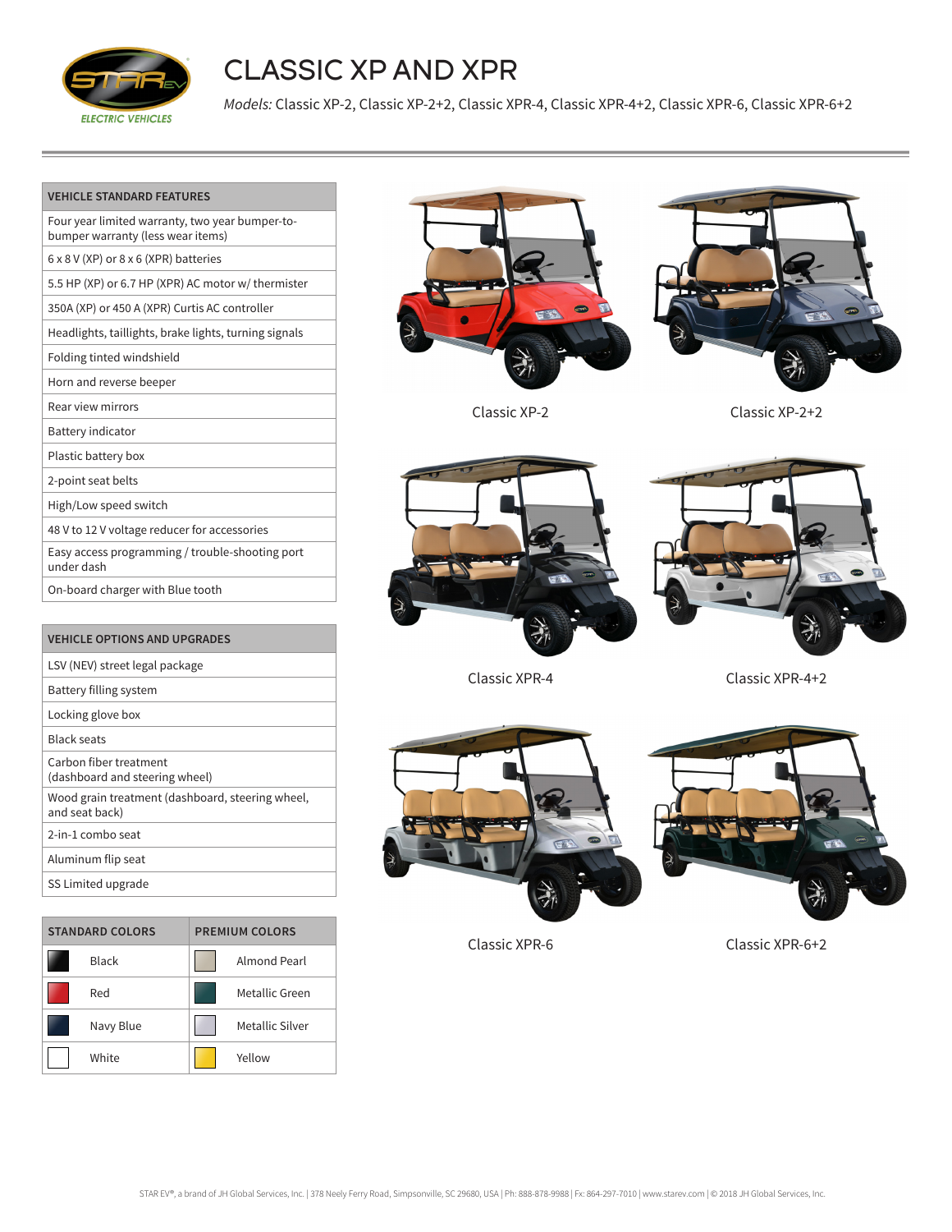# CLASSIC XP AND XPR

*Models:* Classic XP-2, Classic XP-2+2, Classic XPR-4, Classic XPR-4+2, Classic XPR-6, Classic XPR-6+2

| VEHICLE STANDARD FEATURES |
| --- |
| Four year limited warranty, two year bumper-to-bumper warranty (less wear items) |
| 6 x 8 V (XP) or 8 x 6 (XPR) batteries |
| 5.5 HP (XP) or 6.7 HP (XPR) AC motor w/ thermister |
| 350A (XP) or 450 A (XPR) Curtis AC controller |
| Headlights, taillights, brake lights, turning signals |
| Folding tinted windshield |
| Horn and reverse beeper |
| Rear view mirrors |
| Battery indicator |
| Plastic battery box |
| 2-point seat belts |
| High/Low speed switch |
| 48 V to 12 V voltage reducer for accessories |
| Easy access programming / trouble-shooting port under dash |
| On-board charger with Blue tooth |

| VEHICLE OPTIONS AND UPGRADES |
| --- |
| LSV (NEV) street legal package |
| Battery filling system |
| Locking glove box |
| Black seats |
| Carbon fiber treatment (dashboard and steering wheel) |
| Wood grain treatment (dashboard, steering wheel, and seat back) |
| 2-in-1 combo seat |
| Aluminum flip seat |
| SS Limited upgrade |

| STANDARD COLORS | PREMIUM COLORS |
| --- | --- |
| Black | Almond Pearl |
| Red | Metallic Green |
| Navy Blue | Metallic Silver |
| White | Yellow |

Classic XP-2

Classic XP-2+2

Classic XPR-4

Classic XPR-4+2

Classic XPR-6

Classic XPR-6+2

STAR EV®, a brand of JH Global Services, Inc. | 378 Neely Ferry Road, Simpsonville, SC 29680, USA | Ph: 888-878-9988 | Fx: 864-297-7010 | www.starev.com | © 2018 JH Global Services, Inc.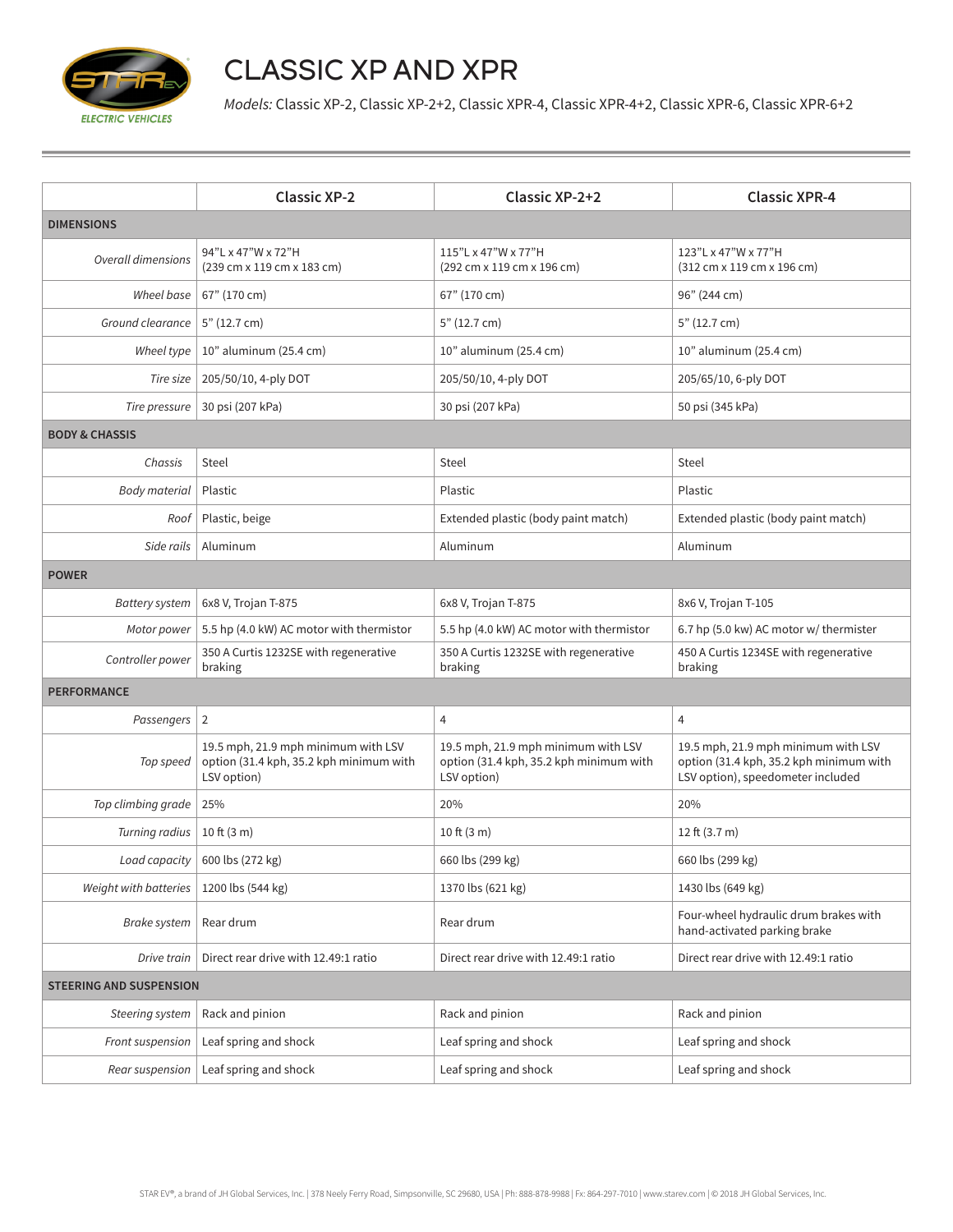# CLASSIC XP AND XPR

*Models:* Classic XP-2, Classic XP-2+2, Classic XPR-4, Classic XPR-4+2, Classic XPR-6, Classic XPR-6+2

| | Classic XP-2 | Classic XP-2+2 | Classic XPR-4 |
|---|---|---|---|
| **DIMENSIONS** | | | |
| *Overall dimensions* | 94"L x 47"W x 72"H (239 cm x 119 cm x 183 cm) | 115"L x 47"W x 77"H (292 cm x 119 cm x 196 cm) | 123"L x 47"W x 77"H (312 cm x 119 cm x 196 cm) |
| *Wheel base* | 67" (170 cm) | 67" (170 cm) | 96" (244 cm) |
| *Ground clearance* | 5" (12.7 cm) | 5" (12.7 cm) | 5" (12.7 cm) |
| *Wheel type* | 10" aluminum (25.4 cm) | 10" aluminum (25.4 cm) | 10" aluminum (25.4 cm) |
| *Tire size* | 205/50/10, 4-ply DOT | 205/50/10, 4-ply DOT | 205/65/10, 6-ply DOT |
| *Tire pressure* | 30 psi (207 kPa) | 30 psi (207 kPa) | 50 psi (345 kPa) |
| **BODY & CHASSIS** | | | |
| *Chassis* | Steel | Steel | Steel |
| *Body material* | Plastic | Plastic | Plastic |
| *Roof* | Plastic, beige | Extended plastic (body paint match) | Extended plastic (body paint match) |
| *Side rails* | Aluminum | Aluminum | Aluminum |
| **POWER** | | | |
| *Battery system* | 6x8 V, Trojan T-875 | 6x8 V, Trojan T-875 | 8x6 V, Trojan T-105 |
| *Motor power* | 5.5 hp (4.0 kW) AC motor with thermistor | 5.5 hp (4.0 kW) AC motor with thermistor | 6.7 hp (5.0 kw) AC motor w/ thermister |
| *Controller power* | 350 A Curtis 1232SE with regenerative braking | 350 A Curtis 1232SE with regenerative braking | 450 A Curtis 1234SE with regenerative braking |
| **PERFORMANCE** | | | |
| *Passengers* | 2 | 4 | 4 |
| *Top speed* | 19.5 mph, 21.9 mph minimum with LSV option (31.4 kph, 35.2 kph minimum with LSV option) | 19.5 mph, 21.9 mph minimum with LSV option (31.4 kph, 35.2 kph minimum with LSV option) | 19.5 mph, 21.9 mph minimum with LSV option (31.4 kph, 35.2 kph minimum with LSV option), speedometer included |
| *Top climbing grade* | 25% | 20% | 20% |
| *Turning radius* | 10 ft (3 m) | 10 ft (3 m) | 12 ft (3.7 m) |
| *Load capacity* | 600 lbs (272 kg) | 660 lbs (299 kg) | 660 lbs (299 kg) |
| *Weight with batteries* | 1200 lbs (544 kg) | 1370 lbs (621 kg) | 1430 lbs (649 kg) |
| *Brake system* | Rear drum | Rear drum | Four-wheel hydraulic drum brakes with hand-activated parking brake |
| *Drive train* | Direct rear drive with 12.49:1 ratio | Direct rear drive with 12.49:1 ratio | Direct rear drive with 12.49:1 ratio |
| **STEERING AND SUSPENSION** | | | |
| *Steering system* | Rack and pinion | Rack and pinion | Rack and pinion |
| *Front suspension* | Leaf spring and shock | Leaf spring and shock | Leaf spring and shock |
| *Rear suspension* | Leaf spring and shock | Leaf spring and shock | Leaf spring and shock |

STAR EV®, a brand of JH Global Services, Inc. | 378 Neely Ferry Road, Simpsonville, SC 29680, USA | Ph: 888-878-9988 | Fx: 864-297-7010 | www.starev.com | © 2018 JH Global Services, Inc.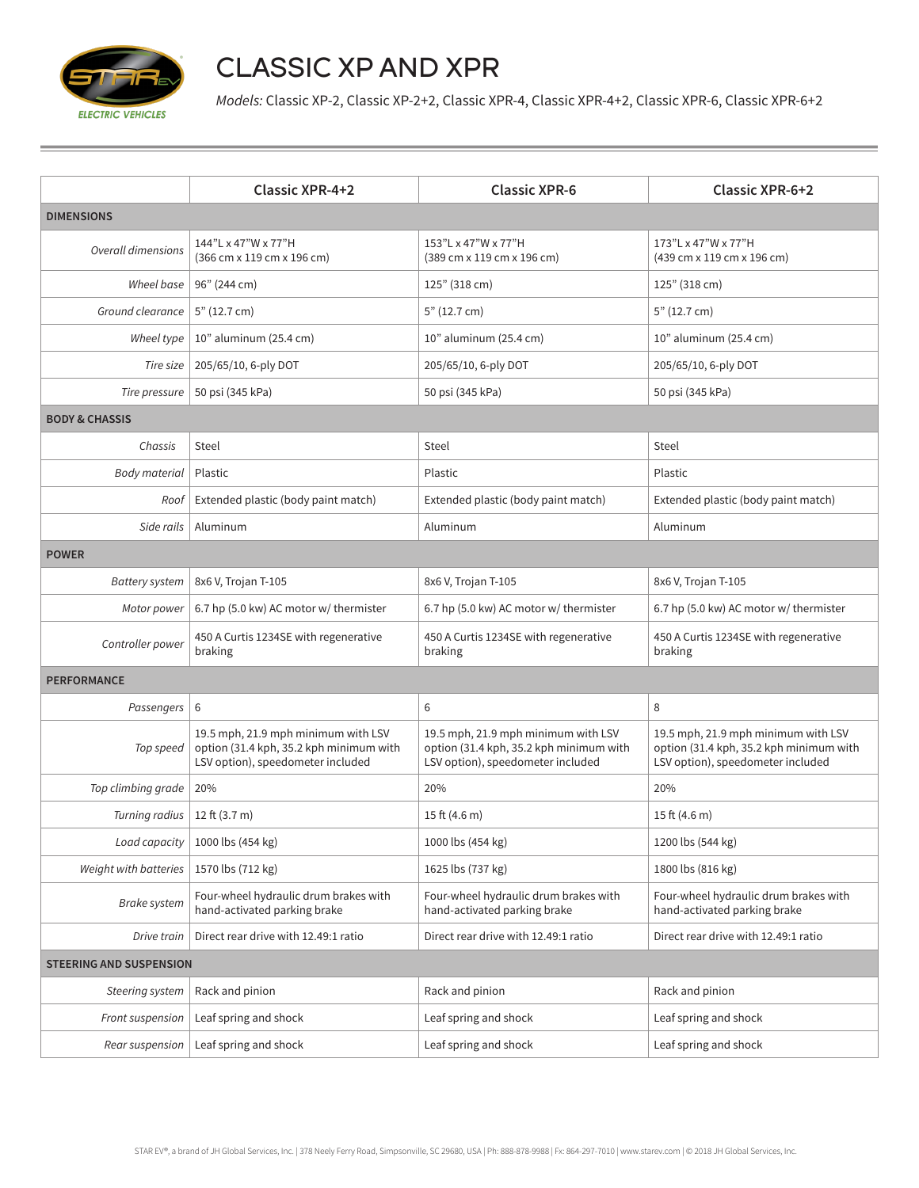# CLASSIC XP AND XPR

*Models:* Classic XP-2, Classic XP-2+2, Classic XPR-4, Classic XPR-4+2, Classic XPR-6, Classic XPR-6+2

| | Classic XPR-4+2 | Classic XPR-6 | Classic XPR-6+2 |
|---|---|---|---|
| **DIMENSIONS** | | | |
| *Overall dimensions* | 144"L x 47"W x 77"H (366 cm x 119 cm x 196 cm) | 153"L x 47"W x 77"H (389 cm x 119 cm x 196 cm) | 173"L x 47"W x 77"H (439 cm x 119 cm x 196 cm) |
| *Wheel base* | 96" (244 cm) | 125" (318 cm) | 125" (318 cm) |
| *Ground clearance* | 5" (12.7 cm) | 5" (12.7 cm) | 5" (12.7 cm) |
| *Wheel type* | 10" aluminum (25.4 cm) | 10" aluminum (25.4 cm) | 10" aluminum (25.4 cm) |
| *Tire size* | 205/65/10, 6-ply DOT | 205/65/10, 6-ply DOT | 205/65/10, 6-ply DOT |
| *Tire pressure* | 50 psi (345 kPa) | 50 psi (345 kPa) | 50 psi (345 kPa) |
| **BODY & CHASSIS** | | | |
| *Chassis* | Steel | Steel | Steel |
| *Body material* | Plastic | Plastic | Plastic |
| *Roof* | Extended plastic (body paint match) | Extended plastic (body paint match) | Extended plastic (body paint match) |
| *Side rails* | Aluminum | Aluminum | Aluminum |
| **POWER** | | | |
| *Battery system* | 8x6 V, Trojan T-105 | 8x6 V, Trojan T-105 | 8x6 V, Trojan T-105 |
| *Motor power* | 6.7 hp (5.0 kw) AC motor w/ thermister | 6.7 hp (5.0 kw) AC motor w/ thermister | 6.7 hp (5.0 kw) AC motor w/ thermister |
| *Controller power* | 450 A Curtis 1234SE with regenerative braking | 450 A Curtis 1234SE with regenerative braking | 450 A Curtis 1234SE with regenerative braking |
| **PERFORMANCE** | | | |
| *Passengers* | 6 | 6 | 8 |
| *Top speed* | 19.5 mph, 21.9 mph minimum with LSV option (31.4 kph, 35.2 kph minimum with LSV option), speedometer included | 19.5 mph, 21.9 mph minimum with LSV option (31.4 kph, 35.2 kph minimum with LSV option), speedometer included | 19.5 mph, 21.9 mph minimum with LSV option (31.4 kph, 35.2 kph minimum with LSV option), speedometer included |
| *Top climbing grade* | 20% | 20% | 20% |
| *Turning radius* | 12 ft (3.7 m) | 15 ft (4.6 m) | 15 ft (4.6 m) |
| *Load capacity* | 1000 lbs (454 kg) | 1000 lbs (454 kg) | 1200 lbs (544 kg) |
| *Weight with batteries* | 1570 lbs (712 kg) | 1625 lbs (737 kg) | 1800 lbs (816 kg) |
| *Brake system* | Four-wheel hydraulic drum brakes with hand-activated parking brake | Four-wheel hydraulic drum brakes with hand-activated parking brake | Four-wheel hydraulic drum brakes with hand-activated parking brake |
| *Drive train* | Direct rear drive with 12.49:1 ratio | Direct rear drive with 12.49:1 ratio | Direct rear drive with 12.49:1 ratio |
| **STEERING AND SUSPENSION** | | | |
| *Steering system* | Rack and pinion | Rack and pinion | Rack and pinion |
| *Front suspension* | Leaf spring and shock | Leaf spring and shock | Leaf spring and shock |
| *Rear suspension* | Leaf spring and shock | Leaf spring and shock | Leaf spring and shock |

STAR EV®, a brand of JH Global Services, Inc. | 378 Neely Ferry Road, Simpsonville, SC 29680, USA | Ph: 888-878-9988 | Fx: 864-297-7010 | www.starev.com | © 2018 JH Global Services, Inc.